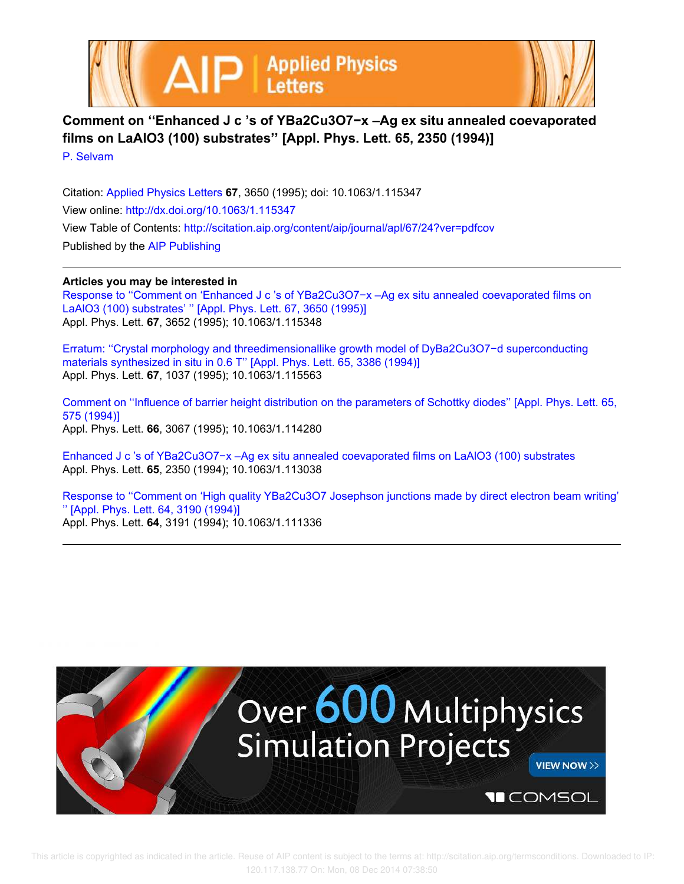# Comment on ''Enhanced J c 's of $YBa_2Cu_3O_{7-x}$ –Ag ex situ annealed coevaporated films on $LaAlO_3$ (100) substrates'' [Appl. Phys. Lett. 65, 2350 (1994)]

P. Selvam

Citation: Applied Physics Letters **67**, 3650 (1995); doi: 10.1063/1.115347

View online: http://dx.doi.org/10.1063/1.115347

View Table of Contents: http://scitation.aip.org/content/aip/journal/apl/67/24?ver=pdfcov

Published by the AIP Publishing

---

**Articles you may be interested in**

Response to ''Comment on 'Enhanced J c 's of $YBa_2Cu_3O_{7-x}$ –Ag ex situ annealed coevaporated films on $LaAlO_3$ (100) substrates' '' [Appl. Phys. Lett. 67, 3650 (1995)]
Appl. Phys. Lett. **67**, 3652 (1995); 10.1063/1.115348

Erratum: ''Crystal morphology and threedimensionallike growth model of $DyBa_2Cu_3O_{7-d}$ superconducting materials synthesized in situ in 0.6 T'' [Appl. Phys. Lett. 65, 3386 (1994)]
Appl. Phys. Lett. **67**, 1037 (1995); 10.1063/1.115563

Comment on ''Influence of barrier height distribution on the parameters of Schottky diodes'' [Appl. Phys. Lett. 65, 575 (1994)]
Appl. Phys. Lett. **66**, 3067 (1995); 10.1063/1.114280

Enhanced J c 's of $YBa_2Cu_3O_{7-x}$ –Ag ex situ annealed coevaporated films on $LaAlO_3$ (100) substrates
Appl. Phys. Lett. **65**, 2350 (1994); 10.1063/1.113038

Response to ''Comment on 'High quality $YBa_2Cu_3O_7$ Josephson junctions made by direct electron beam writing' '' [Appl. Phys. Lett. 64, 3190 (1994)]
Appl. Phys. Lett. **64**, 3191 (1994); 10.1063/1.111336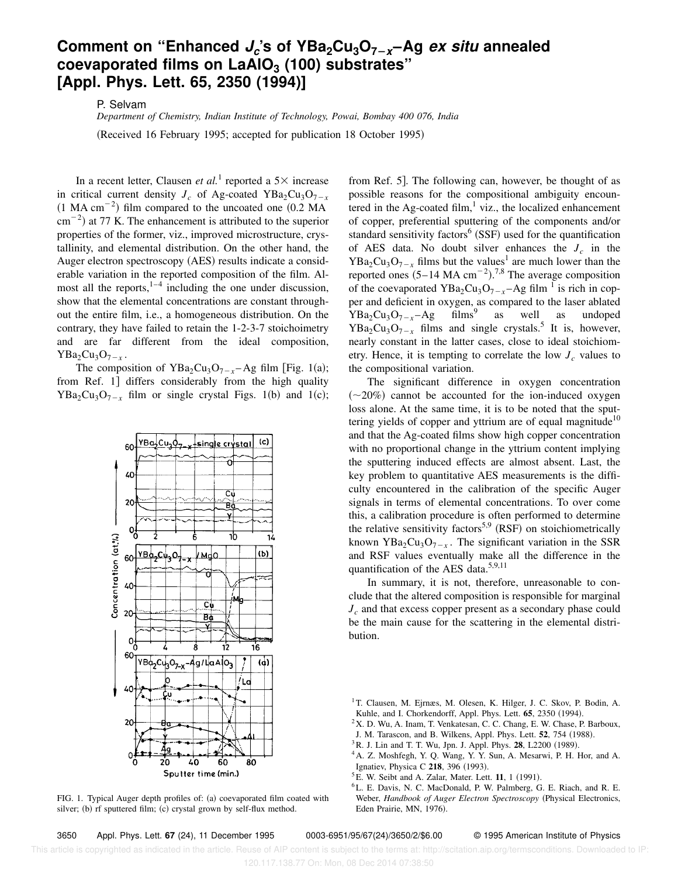# Comment on "Enhanced $J_c$'s of $YBa_2Cu_3O_{7-x}$–Ag *ex situ* annealed coevaporated films on $LaAlO_3$ (100) substrates" [Appl. Phys. Lett. 65, 2350 (1994)]

P. Selvam

*Department of Chemistry, Indian Institute of Technology, Powai, Bombay 400 076, India*

(Received 16 February 1995; accepted for publication 18 October 1995)

In a recent letter, Clausen *et al.*[1] reported a 5× increase in critical current density $J_c$ of Ag-coated $YBa_2Cu_3O_{7-x}$ (1 MA $cm^{-2}$) film compared to the uncoated one (0.2 MA $cm^{-2}$) at 77 K. The enhancement is attributed to the superior properties of the former, viz., improved microstructure, crystallinity, and elemental distribution. On the other hand, the Auger electron spectroscopy (AES) results indicate a considerable variation in the reported composition of the film. Almost all the reports,[1–4] including the one under discussion, show that the elemental concentrations are constant throughout the entire film, i.e., a homogeneous distribution. On the contrary, they have failed to retain the 1-2-3-7 stoichoimetry and are far different from the ideal composition, $YBa_2Cu_3O_{7-x}$.

The composition of $YBa_2Cu_3O_{7-x}$–Ag film [Fig. 1(a); from Ref. 1] differs considerably from the high quality $YBa_2Cu_3O_{7-x}$ film or single crystal Figs. 1(b) and 1(c); from Ref. 5]. The following can, however, be thought of as possible reasons for the compositional ambiguity encountered in the Ag-coated film,[1] viz., the localized enhancement of copper, preferential sputtering of the components and/or standard sensitivity factors[6] (SSF) used for the quantification of AES data. No doubt silver enhances the $J_c$ in the $YBa_2Cu_3O_{7-x}$ films but the values[1] are much lower than the reported ones (5–14 MA $cm^{-2}$).[7,8] The average composition of the coevaporated $YBa_2Cu_3O_{7-x}$–Ag film [1] is rich in copper and deficient in oxygen, as compared to the laser ablated $YBa_2Cu_3O_{7-x}$–Ag films[9] as well as undoped $YBa_2Cu_3O_{7-x}$ films and single crystals.[5] It is, however, nearly constant in the latter cases, close to ideal stoichiometry. Hence, it is tempting to correlate the low $J_c$ values to the compositional variation.

The significant difference in oxygen concentration (~20%) cannot be accounted for the ion-induced oxygen loss alone. At the same time, it is to be noted that the sputtering yields of copper and yttrium are of equal magnitude[10] and that the Ag-coated films show high copper concentration with no proportional change in the yttrium content implying the sputtering induced effects are almost absent. Last, the key problem to quantitative AES measurements is the difficulty encountered in the calibration of the specific Auger signals in terms of elemental concentrations. To over come this, a calibration procedure is often performed to determine the relative sensitivity factors[5,9] (RSF) on stoichiometrically known $YBa_2Cu_3O_{7-x}$. The significant variation in the SSR and RSF values eventually make all the difference in the quantification of the AES data.[5,9,11]

In summary, it is not, therefore, unreasonable to conclude that the altered composition is responsible for marginal $J_c$ and that excess copper present as a secondary phase could be the main cause for the scattering in the elemental distribution.

FIG. 1. Typical Auger depth profiles of: (a) coevaporated film coated with silver; (b) rf sputtered film; (c) crystal grown by self-flux method.

[1] T. Clausen, M. Ejrnæs, M. Olesen, K. Hilger, J. C. Skov, P. Bodin, A. Kuhle, and I. Chorkendorff, Appl. Phys. Lett. **65**, 2350 (1994).
[2] X. D. Wu, A. Inam, T. Venkatesan, C. C. Chang, E. W. Chase, P. Barboux, J. M. Tarascon, and B. Wilkens, Appl. Phys. Lett. **52**, 754 (1988).
[3] R. J. Lin and T. T. Wu, Jpn. J. Appl. Phys. **28**, L2200 (1989).
[4] A. Z. Moshfegh, Y. Q. Wang, Y. Y. Sun, A. Mesarwi, P. H. Hor, and A. Ignatiev, Physica C **218**, 396 (1993).
[5] E. W. Seibt and A. Zalar, Mater. Lett. **11**, 1 (1991).
[6] L. E. Davis, N. C. MacDonald, P. W. Palmberg, G. E. Riach, and R. E. Weber, *Handbook of Auger Electron Spectroscopy* (Physical Electronics, Eden Prairie, MN, 1976).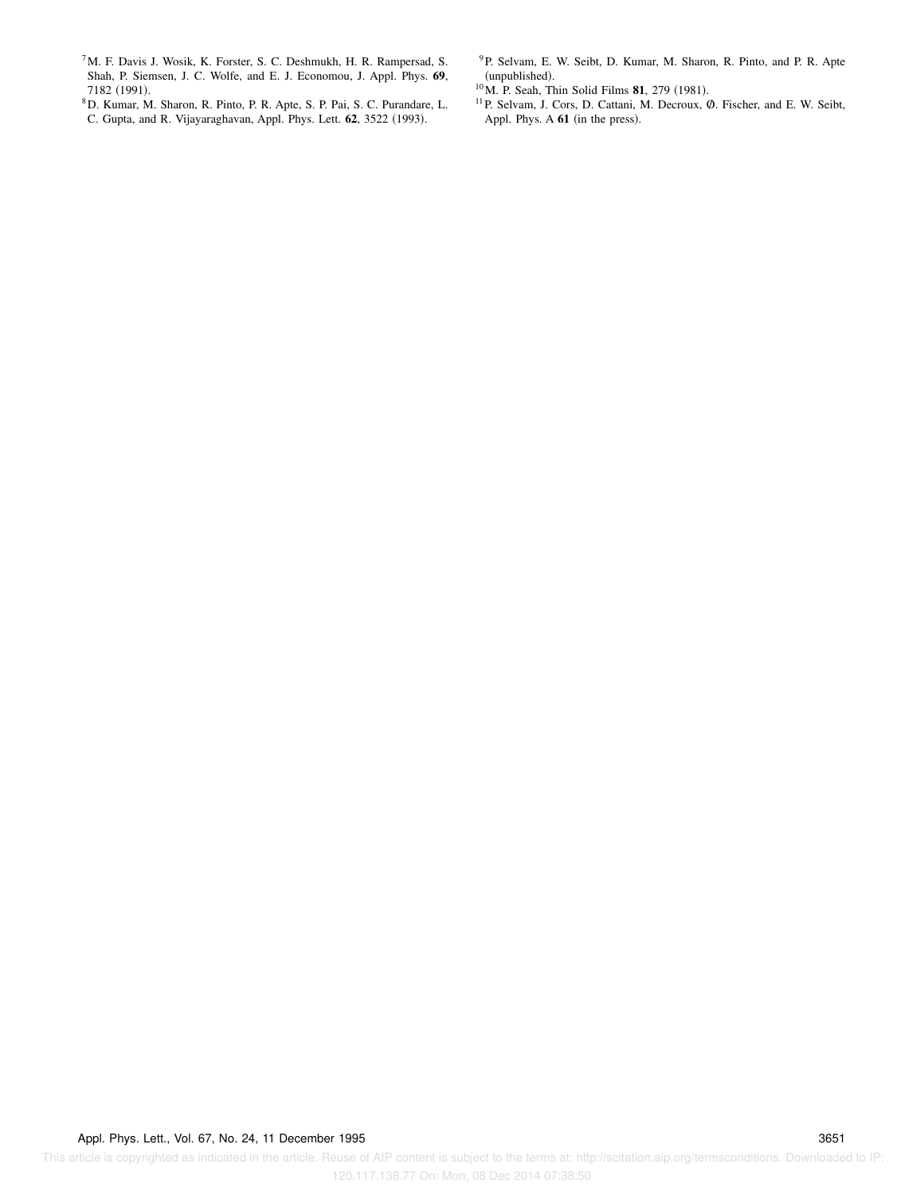[7] M. F. Davis J. Wosik, K. Forster, S. C. Deshmukh, H. R. Rampersad, S. Shah, P. Siemsen, J. C. Wolfe, and E. J. Economou, J. Appl. Phys. **69**, 7182 (1991).

[8] D. Kumar, M. Sharon, R. Pinto, P. R. Apte, S. P. Pai, S. C. Purandare, L. C. Gupta, and R. Vijayaraghavan, Appl. Phys. Lett. **62**, 3522 (1993).

[9] P. Selvam, E. W. Seibt, D. Kumar, M. Sharon, R. Pinto, and P. R. Apte (unpublished).

[10] M. P. Seah, Thin Solid Films **81**, 279 (1981).

[11] P. Selvam, J. Cors, D. Cattani, M. Decroux, Ø. Fischer, and E. W. Seibt, Appl. Phys. A **61** (in the press).